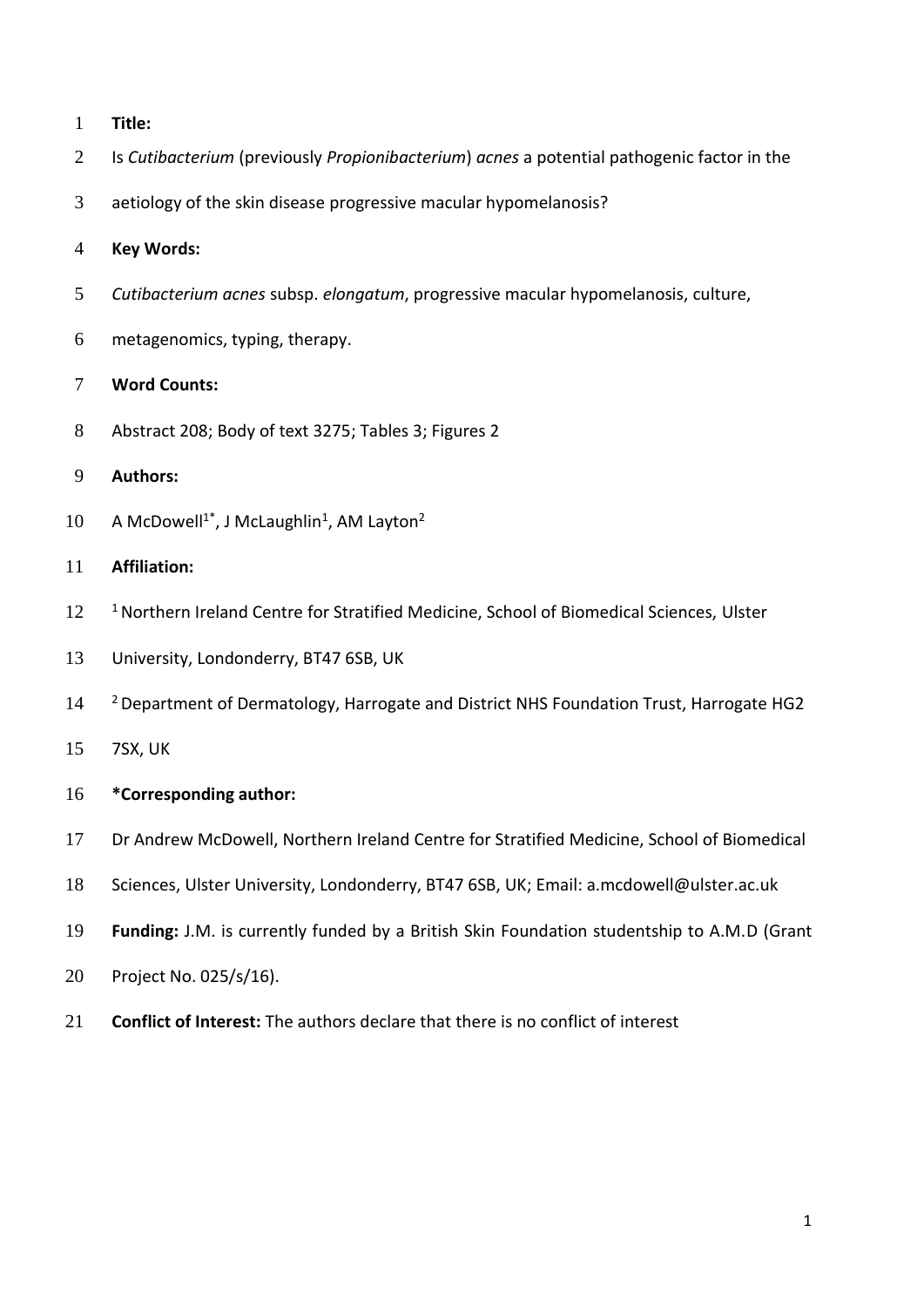**Title:**

Is *Cutibacterium* (previously *Propionibacterium*) *acnes* a potential pathogenic factor in the aetiology of the skin disease progressive macular hypomelanosis?

**Key Words:**

*Cutibacterium acnes* subsp. *elongatum*, progressive macular hypomelanosis, culture, metagenomics, typing, therapy.

**Word Counts:**

Abstract 208; Body of text 3275; Tables 3; Figures 2

**Authors:**

A McDowell[1*], J McLaughlin[1], AM Layton[2]

**Affiliation:**

[1] Northern Ireland Centre for Stratified Medicine, School of Biomedical Sciences, Ulster University, Londonderry, BT47 6SB, UK

[2] Department of Dermatology, Harrogate and District NHS Foundation Trust, Harrogate HG2 7SX, UK

**\*Corresponding author:**

Dr Andrew McDowell, Northern Ireland Centre for Stratified Medicine, School of Biomedical Sciences, Ulster University, Londonderry, BT47 6SB, UK; Email: a.mcdowell@ulster.ac.uk

**Funding:** J.M. is currently funded by a British Skin Foundation studentship to A.M.D (Grant Project No. 025/s/16).

**Conflict of Interest:** The authors declare that there is no conflict of interest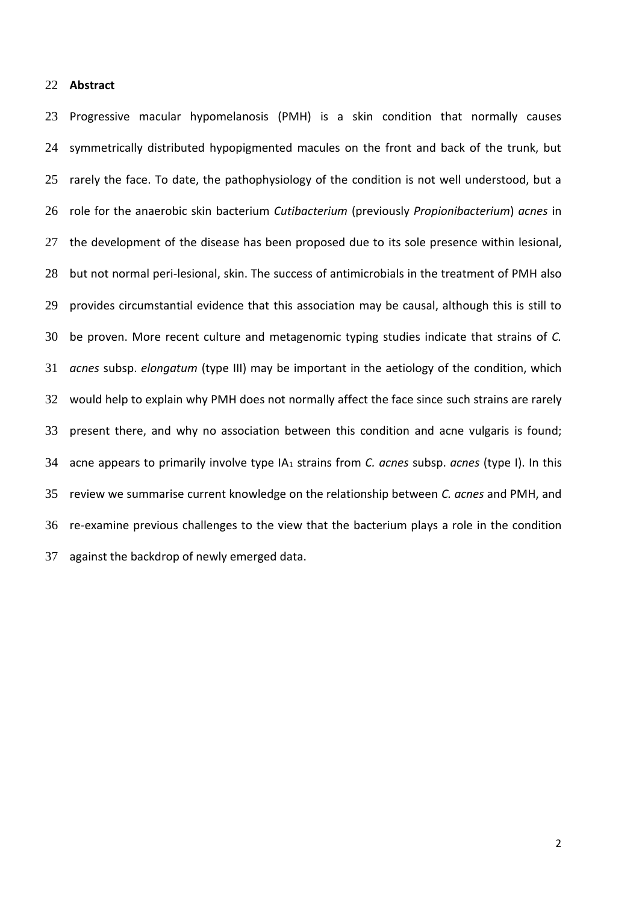## Abstract

Progressive macular hypomelanosis (PMH) is a skin condition that normally causes symmetrically distributed hypopigmented macules on the front and back of the trunk, but rarely the face. To date, the pathophysiology of the condition is not well understood, but a role for the anaerobic skin bacterium *Cutibacterium* (previously *Propionibacterium*) *acnes* in the development of the disease has been proposed due to its sole presence within lesional, but not normal peri-lesional, skin. The success of antimicrobials in the treatment of PMH also provides circumstantial evidence that this association may be causal, although this is still to be proven. More recent culture and metagenomic typing studies indicate that strains of *C. acnes* subsp. *elongatum* (type III) may be important in the aetiology of the condition, which would help to explain why PMH does not normally affect the face since such strains are rarely present there, and why no association between this condition and acne vulgaris is found; acne appears to primarily involve type $IA_1$ strains from *C. acnes* subsp. *acnes* (type I). In this review we summarise current knowledge on the relationship between *C. acnes* and PMH, and re-examine previous challenges to the view that the bacterium plays a role in the condition against the backdrop of newly emerged data.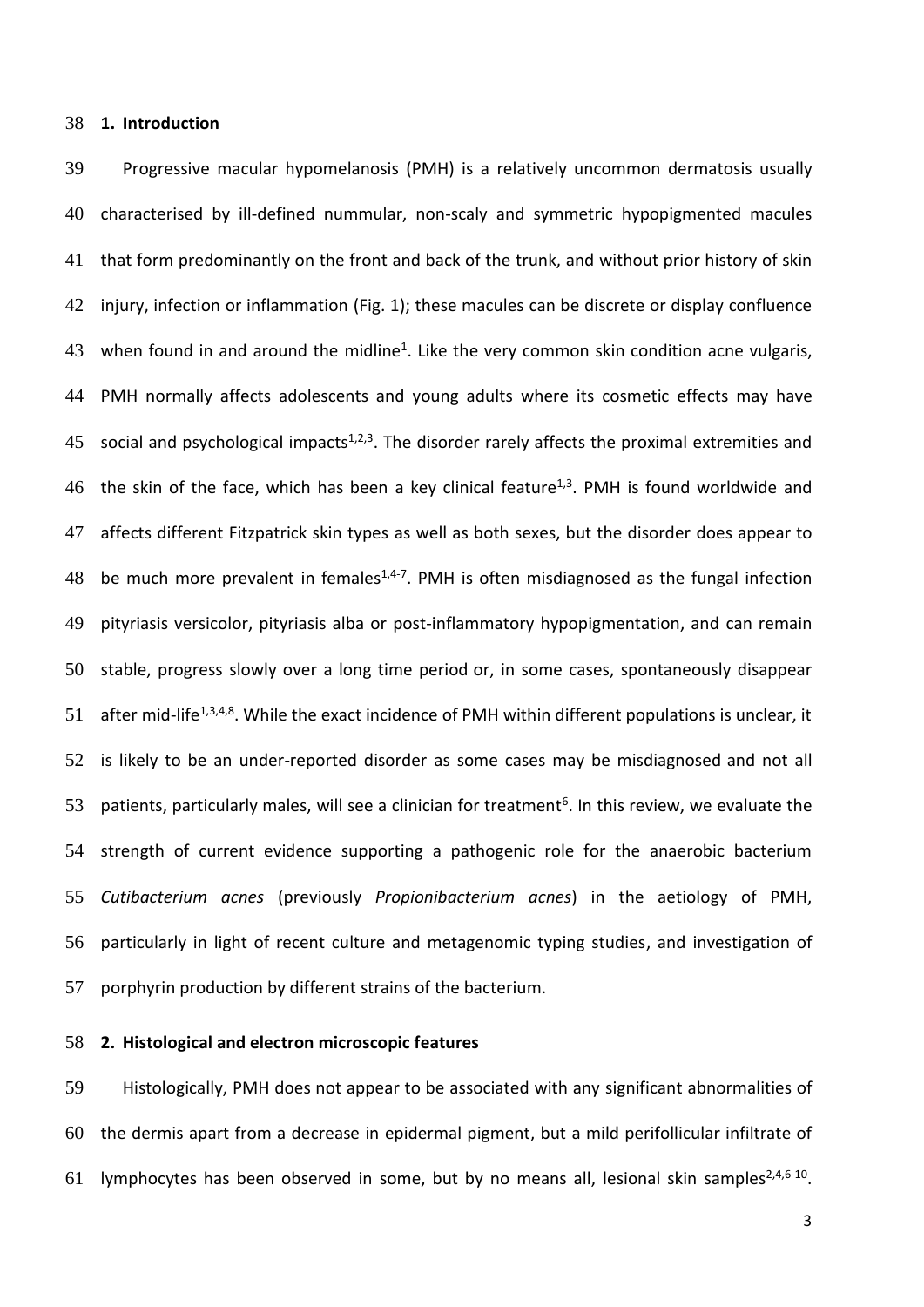## 1. Introduction

Progressive macular hypomelanosis (PMH) is a relatively uncommon dermatosis usually characterised by ill-defined nummular, non-scaly and symmetric hypopigmented macules that form predominantly on the front and back of the trunk, and without prior history of skin injury, infection or inflammation (Fig. 1); these macules can be discrete or display confluence when found in and around the midline[1]. Like the very common skin condition acne vulgaris, PMH normally affects adolescents and young adults where its cosmetic effects may have social and psychological impacts[1,2,3]. The disorder rarely affects the proximal extremities and the skin of the face, which has been a key clinical feature[1,3]. PMH is found worldwide and affects different Fitzpatrick skin types as well as both sexes, but the disorder does appear to be much more prevalent in females[1,4-7]. PMH is often misdiagnosed as the fungal infection pityriasis versicolor, pityriasis alba or post-inflammatory hypopigmentation, and can remain stable, progress slowly over a long time period or, in some cases, spontaneously disappear after mid-life[1,3,4,8]. While the exact incidence of PMH within different populations is unclear, it is likely to be an under-reported disorder as some cases may be misdiagnosed and not all patients, particularly males, will see a clinician for treatment[6]. In this review, we evaluate the strength of current evidence supporting a pathogenic role for the anaerobic bacterium *Cutibacterium acnes* (previously *Propionibacterium acnes*) in the aetiology of PMH, particularly in light of recent culture and metagenomic typing studies, and investigation of porphyrin production by different strains of the bacterium.

## 2. Histological and electron microscopic features

Histologically, PMH does not appear to be associated with any significant abnormalities of the dermis apart from a decrease in epidermal pigment, but a mild perifollicular infiltrate of lymphocytes has been observed in some, but by no means all, lesional skin samples[2,4,6-10].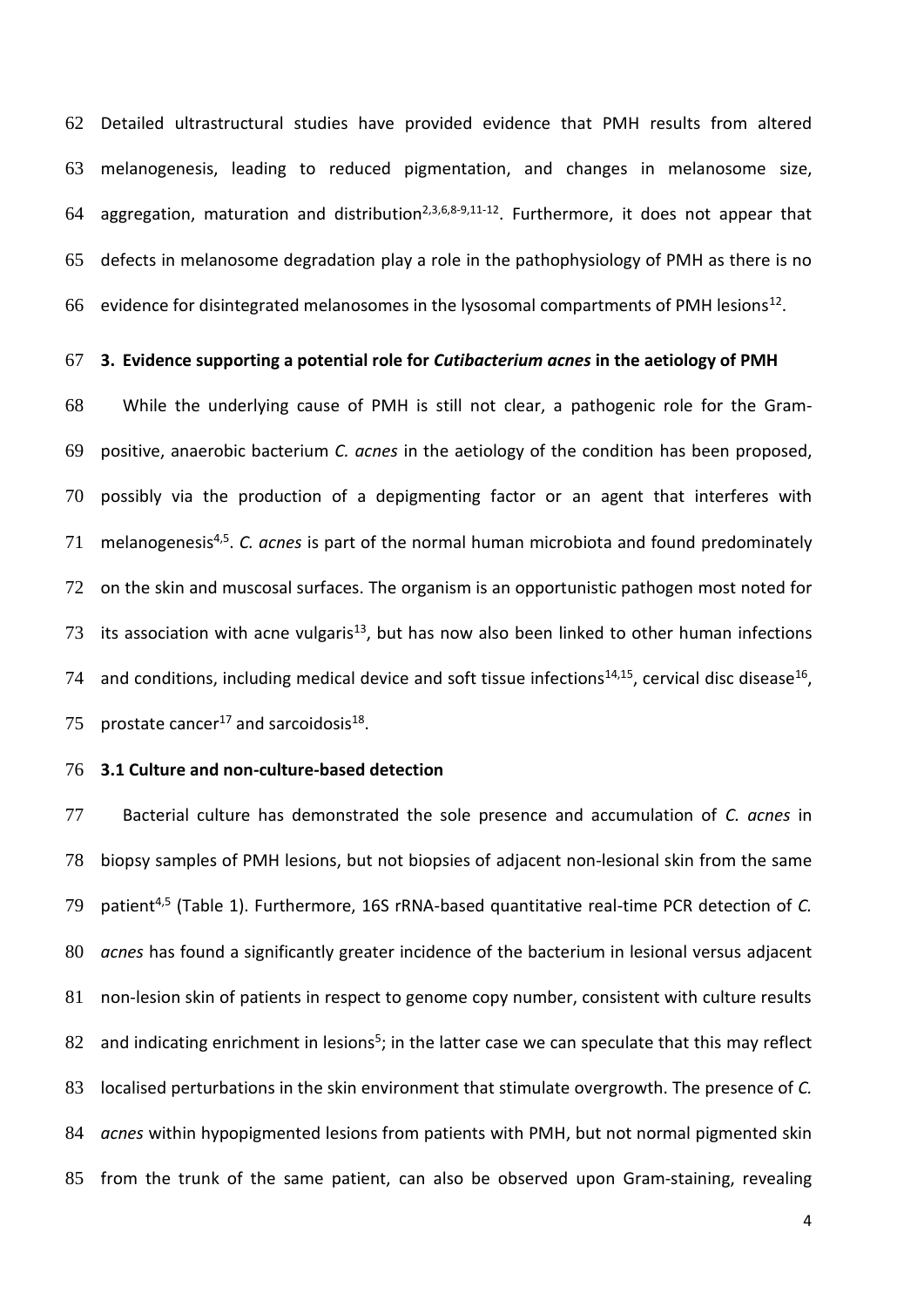Detailed ultrastructural studies have provided evidence that PMH results from altered melanogenesis, leading to reduced pigmentation, and changes in melanosome size, aggregation, maturation and distribution[2,3,6,8-9,11-12]. Furthermore, it does not appear that defects in melanosome degradation play a role in the pathophysiology of PMH as there is no evidence for disintegrated melanosomes in the lysosomal compartments of PMH lesions[12].

## 3. Evidence supporting a potential role for *Cutibacterium acnes* in the aetiology of PMH

While the underlying cause of PMH is still not clear, a pathogenic role for the Gram-positive, anaerobic bacterium *C. acnes* in the aetiology of the condition has been proposed, possibly via the production of a depigmenting factor or an agent that interferes with melanogenesis[4,5]. *C. acnes* is part of the normal human microbiota and found predominately on the skin and muscosal surfaces. The organism is an opportunistic pathogen most noted for its association with acne vulgaris[13], but has now also been linked to other human infections and conditions, including medical device and soft tissue infections[14,15], cervical disc disease[16], prostate cancer[17] and sarcoidosis[18].

### 3.1 Culture and non-culture-based detection

Bacterial culture has demonstrated the sole presence and accumulation of *C. acnes* in biopsy samples of PMH lesions, but not biopsies of adjacent non-lesional skin from the same patient[4,5] (Table 1). Furthermore, 16S rRNA-based quantitative real-time PCR detection of *C. acnes* has found a significantly greater incidence of the bacterium in lesional versus adjacent non-lesion skin of patients in respect to genome copy number, consistent with culture results and indicating enrichment in lesions[5]; in the latter case we can speculate that this may reflect localised perturbations in the skin environment that stimulate overgrowth. The presence of *C. acnes* within hypopigmented lesions from patients with PMH, but not normal pigmented skin from the trunk of the same patient, can also be observed upon Gram-staining, revealing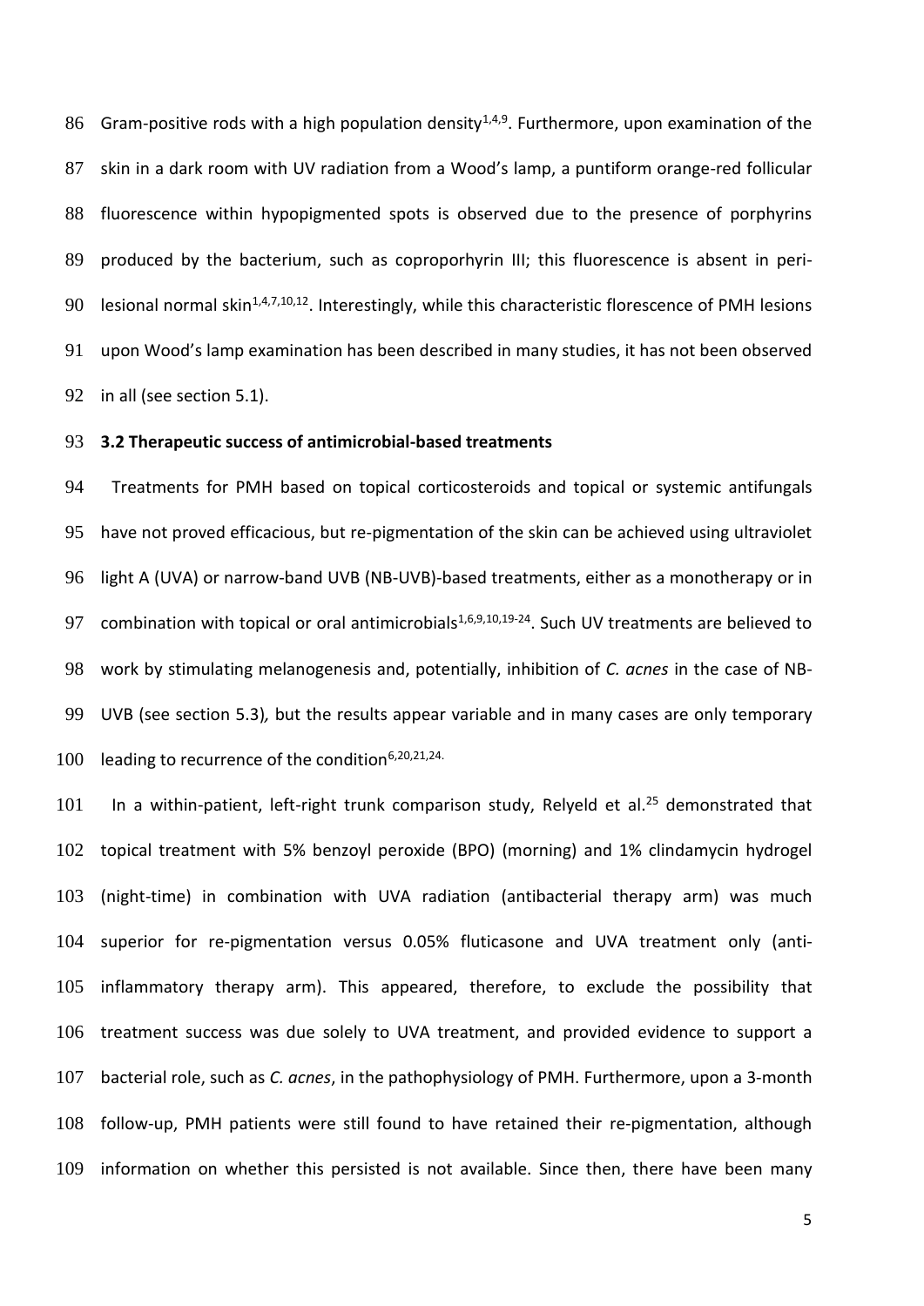Gram-positive rods with a high population density[1,4,9]. Furthermore, upon examination of the skin in a dark room with UV radiation from a Wood's lamp, a puntiform orange-red follicular fluorescence within hypopigmented spots is observed due to the presence of porphyrins produced by the bacterium, such as coproporhyrin III; this fluorescence is absent in peri-lesional normal skin[1,4,7,10,12]. Interestingly, while this characteristic florescence of PMH lesions upon Wood's lamp examination has been described in many studies, it has not been observed in all (see section 5.1).

### 3.2 Therapeutic success of antimicrobial-based treatments

Treatments for PMH based on topical corticosteroids and topical or systemic antifungals have not proved efficacious, but re-pigmentation of the skin can be achieved using ultraviolet light A (UVA) or narrow-band UVB (NB-UVB)-based treatments, either as a monotherapy or in combination with topical or oral antimicrobials[1,6,9,10,19-24]. Such UV treatments are believed to work by stimulating melanogenesis and, potentially, inhibition of *C. acnes* in the case of NB-UVB (see section 5.3), but the results appear variable and in many cases are only temporary leading to recurrence of the condition[6,20,21,24].

In a within-patient, left-right trunk comparison study, Relyeld et al.[25] demonstrated that topical treatment with 5% benzoyl peroxide (BPO) (morning) and 1% clindamycin hydrogel (night-time) in combination with UVA radiation (antibacterial therapy arm) was much superior for re-pigmentation versus 0.05% fluticasone and UVA treatment only (anti-inflammatory therapy arm). This appeared, therefore, to exclude the possibility that treatment success was due solely to UVA treatment, and provided evidence to support a bacterial role, such as *C. acnes*, in the pathophysiology of PMH. Furthermore, upon a 3-month follow-up, PMH patients were still found to have retained their re-pigmentation, although information on whether this persisted is not available. Since then, there have been many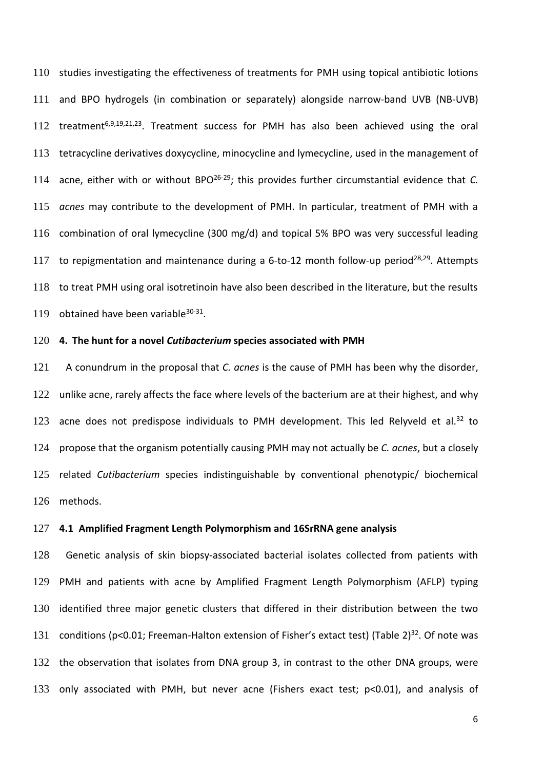studies investigating the effectiveness of treatments for PMH using topical antibiotic lotions and BPO hydrogels (in combination or separately) alongside narrow-band UVB (NB-UVB) treatment[6,9,19,21,23]. Treatment success for PMH has also been achieved using the oral tetracycline derivatives doxycycline, minocycline and lymecycline, used in the management of acne, either with or without BPO[26-29]; this provides further circumstantial evidence that *C. acnes* may contribute to the development of PMH. In particular, treatment of PMH with a combination of oral lymecycline (300 mg/d) and topical 5% BPO was very successful leading to repigmentation and maintenance during a 6-to-12 month follow-up period[28,29]. Attempts to treat PMH using oral isotretinoin have also been described in the literature, but the results obtained have been variable[30-31].

## 4. The hunt for a novel *Cutibacterium* species associated with PMH

A conundrum in the proposal that *C. acnes* is the cause of PMH has been why the disorder, unlike acne, rarely affects the face where levels of the bacterium are at their highest, and why acne does not predispose individuals to PMH development. This led Relyveld et al.[32] to propose that the organism potentially causing PMH may not actually be *C. acnes*, but a closely related *Cutibacterium* species indistinguishable by conventional phenotypic/ biochemical methods.

### 4.1 Amplified Fragment Length Polymorphism and 16SrRNA gene analysis

Genetic analysis of skin biopsy-associated bacterial isolates collected from patients with PMH and patients with acne by Amplified Fragment Length Polymorphism (AFLP) typing identified three major genetic clusters that differed in their distribution between the two conditions ($p<0.01$; Freeman-Halton extension of Fisher's extact test) (Table 2)[32]. Of note was the observation that isolates from DNA group 3, in contrast to the other DNA groups, were only associated with PMH, but never acne (Fishers exact test; $p<0.01$), and analysis of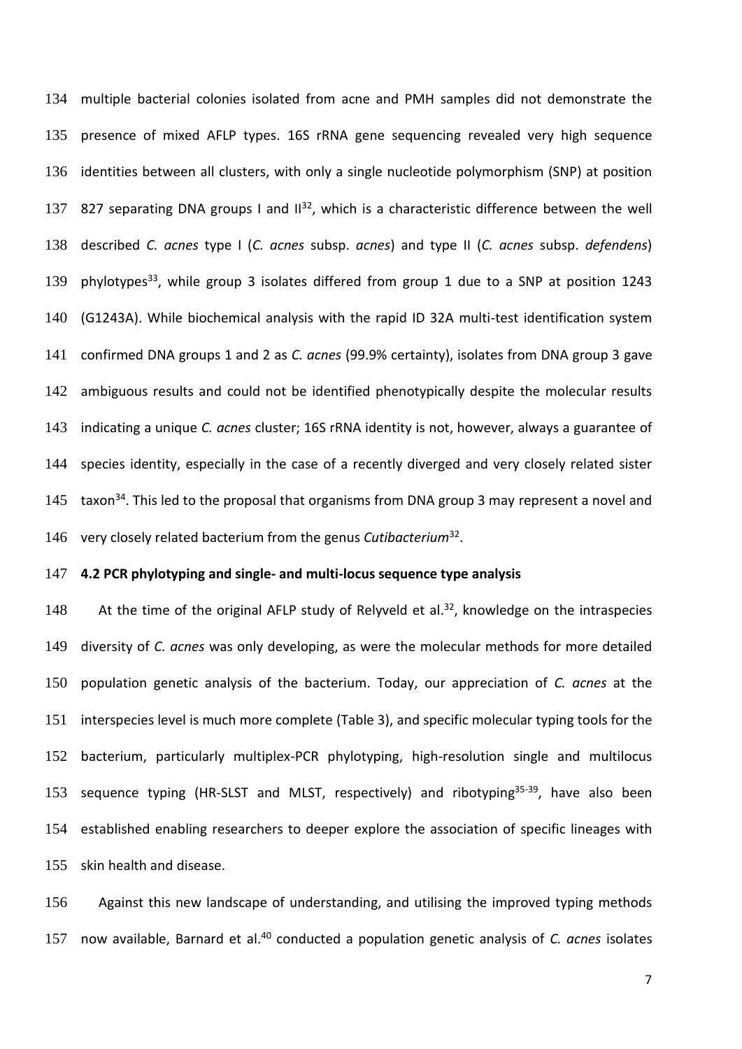multiple bacterial colonies isolated from acne and PMH samples did not demonstrate the presence of mixed AFLP types. 16S rRNA gene sequencing revealed very high sequence identities between all clusters, with only a single nucleotide polymorphism (SNP) at position 827 separating DNA groups I and II[32], which is a characteristic difference between the well described *C. acnes* type I (*C. acnes* subsp. *acnes*) and type II (*C. acnes* subsp. *defendens*) phylotypes[33], while group 3 isolates differed from group 1 due to a SNP at position 1243 (G1243A). While biochemical analysis with the rapid ID 32A multi-test identification system confirmed DNA groups 1 and 2 as *C. acnes* (99.9% certainty), isolates from DNA group 3 gave ambiguous results and could not be identified phenotypically despite the molecular results indicating a unique *C. acnes* cluster; 16S rRNA identity is not, however, always a guarantee of species identity, especially in the case of a recently diverged and very closely related sister taxon[34]. This led to the proposal that organisms from DNA group 3 may represent a novel and very closely related bacterium from the genus *Cutibacterium*[32].

**4.2 PCR phylotyping and single- and multi-locus sequence type analysis**

At the time of the original AFLP study of Relyveld et al.[32], knowledge on the intraspecies diversity of *C. acnes* was only developing, as were the molecular methods for more detailed population genetic analysis of the bacterium. Today, our appreciation of *C. acnes* at the interspecies level is much more complete (Table 3), and specific molecular typing tools for the bacterium, particularly multiplex-PCR phylotyping, high-resolution single and multilocus sequence typing (HR-SLST and MLST, respectively) and ribotyping[35-39], have also been established enabling researchers to deeper explore the association of specific lineages with skin health and disease.

Against this new landscape of understanding, and utilising the improved typing methods now available, Barnard et al.[40] conducted a population genetic analysis of *C. acnes* isolates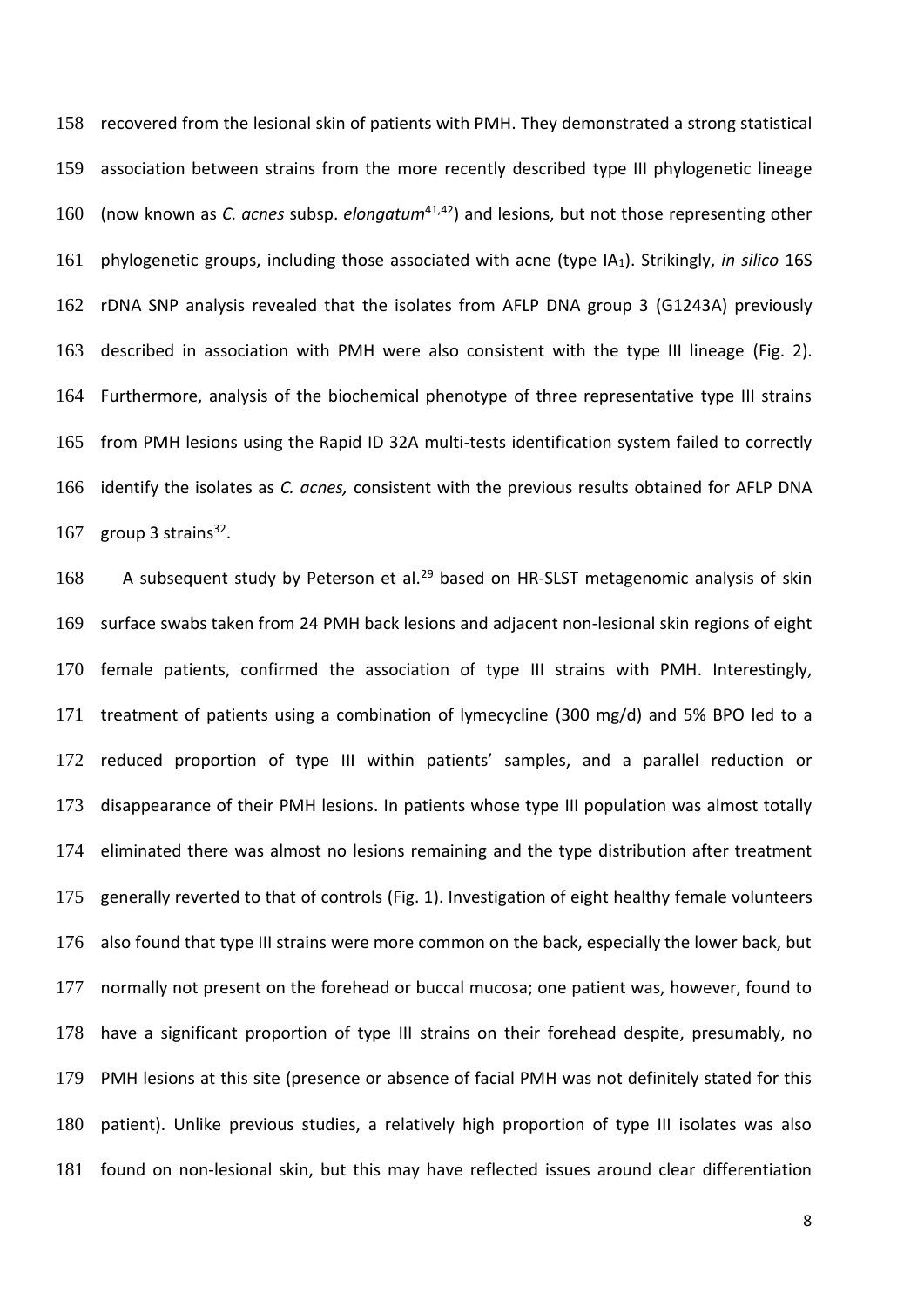recovered from the lesional skin of patients with PMH. They demonstrated a strong statistical association between strains from the more recently described type III phylogenetic lineage (now known as *C. acnes* subsp. *elongatum*[41,42]) and lesions, but not those representing other phylogenetic groups, including those associated with acne (type $IA_1$). Strikingly, *in silico* 16S rDNA SNP analysis revealed that the isolates from AFLP DNA group 3 (G1243A) previously described in association with PMH were also consistent with the type III lineage (Fig. 2). Furthermore, analysis of the biochemical phenotype of three representative type III strains from PMH lesions using the Rapid ID 32A multi-tests identification system failed to correctly identify the isolates as *C. acnes,* consistent with the previous results obtained for AFLP DNA group 3 strains[32].

A subsequent study by Peterson et al.[29] based on HR-SLST metagenomic analysis of skin surface swabs taken from 24 PMH back lesions and adjacent non-lesional skin regions of eight female patients, confirmed the association of type III strains with PMH. Interestingly, treatment of patients using a combination of lymecycline (300 mg/d) and 5% BPO led to a reduced proportion of type III within patients' samples, and a parallel reduction or disappearance of their PMH lesions. In patients whose type III population was almost totally eliminated there was almost no lesions remaining and the type distribution after treatment generally reverted to that of controls (Fig. 1). Investigation of eight healthy female volunteers also found that type III strains were more common on the back, especially the lower back, but normally not present on the forehead or buccal mucosa; one patient was, however, found to have a significant proportion of type III strains on their forehead despite, presumably, no PMH lesions at this site (presence or absence of facial PMH was not definitely stated for this patient). Unlike previous studies, a relatively high proportion of type III isolates was also found on non-lesional skin, but this may have reflected issues around clear differentiation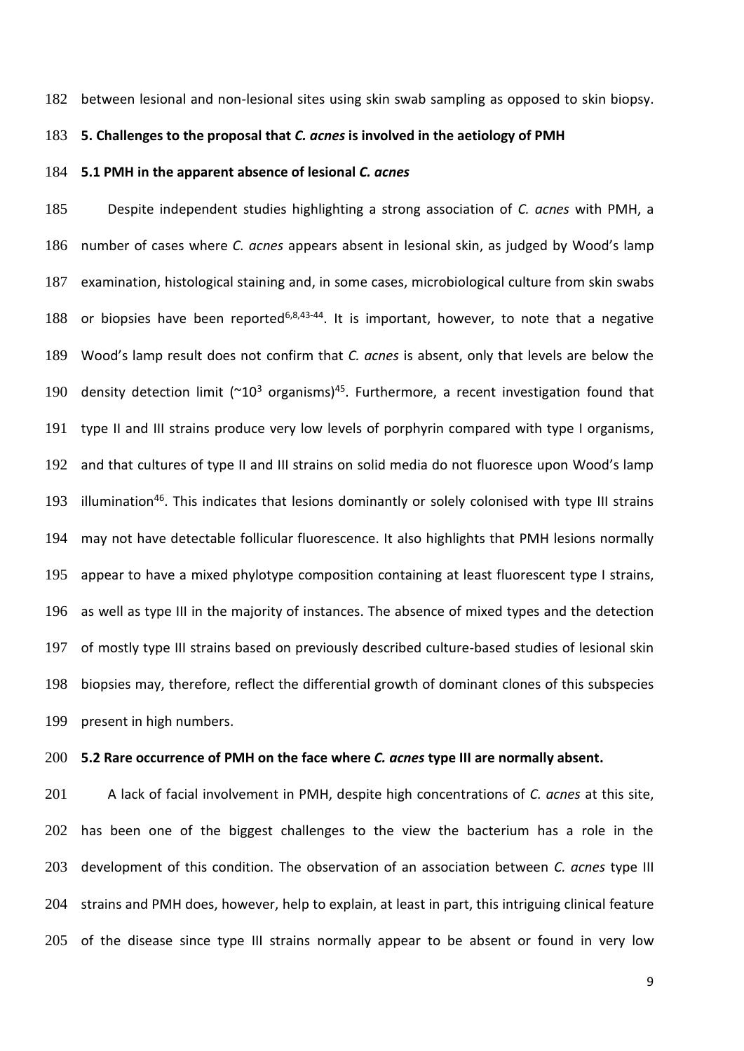between lesional and non-lesional sites using skin swab sampling as opposed to skin biopsy.

## 5. Challenges to the proposal that *C. acnes* is involved in the aetiology of PMH

### 5.1 PMH in the apparent absence of lesional *C. acnes*

Despite independent studies highlighting a strong association of *C. acnes* with PMH, a number of cases where *C. acnes* appears absent in lesional skin, as judged by Wood's lamp examination, histological staining and, in some cases, microbiological culture from skin swabs or biopsies have been reported[6,8,43-44]. It is important, however, to note that a negative Wood's lamp result does not confirm that *C. acnes* is absent, only that levels are below the density detection limit (~$10^3$ organisms)[45]. Furthermore, a recent investigation found that type II and III strains produce very low levels of porphyrin compared with type I organisms, and that cultures of type II and III strains on solid media do not fluoresce upon Wood's lamp illumination[46]. This indicates that lesions dominantly or solely colonised with type III strains may not have detectable follicular fluorescence. It also highlights that PMH lesions normally appear to have a mixed phylotype composition containing at least fluorescent type I strains, as well as type III in the majority of instances. The absence of mixed types and the detection of mostly type III strains based on previously described culture-based studies of lesional skin biopsies may, therefore, reflect the differential growth of dominant clones of this subspecies present in high numbers.

### 5.2 Rare occurrence of PMH on the face where *C. acnes* type III are normally absent.

A lack of facial involvement in PMH, despite high concentrations of *C. acnes* at this site, has been one of the biggest challenges to the view the bacterium has a role in the development of this condition. The observation of an association between *C. acnes* type III strains and PMH does, however, help to explain, at least in part, this intriguing clinical feature of the disease since type III strains normally appear to be absent or found in very low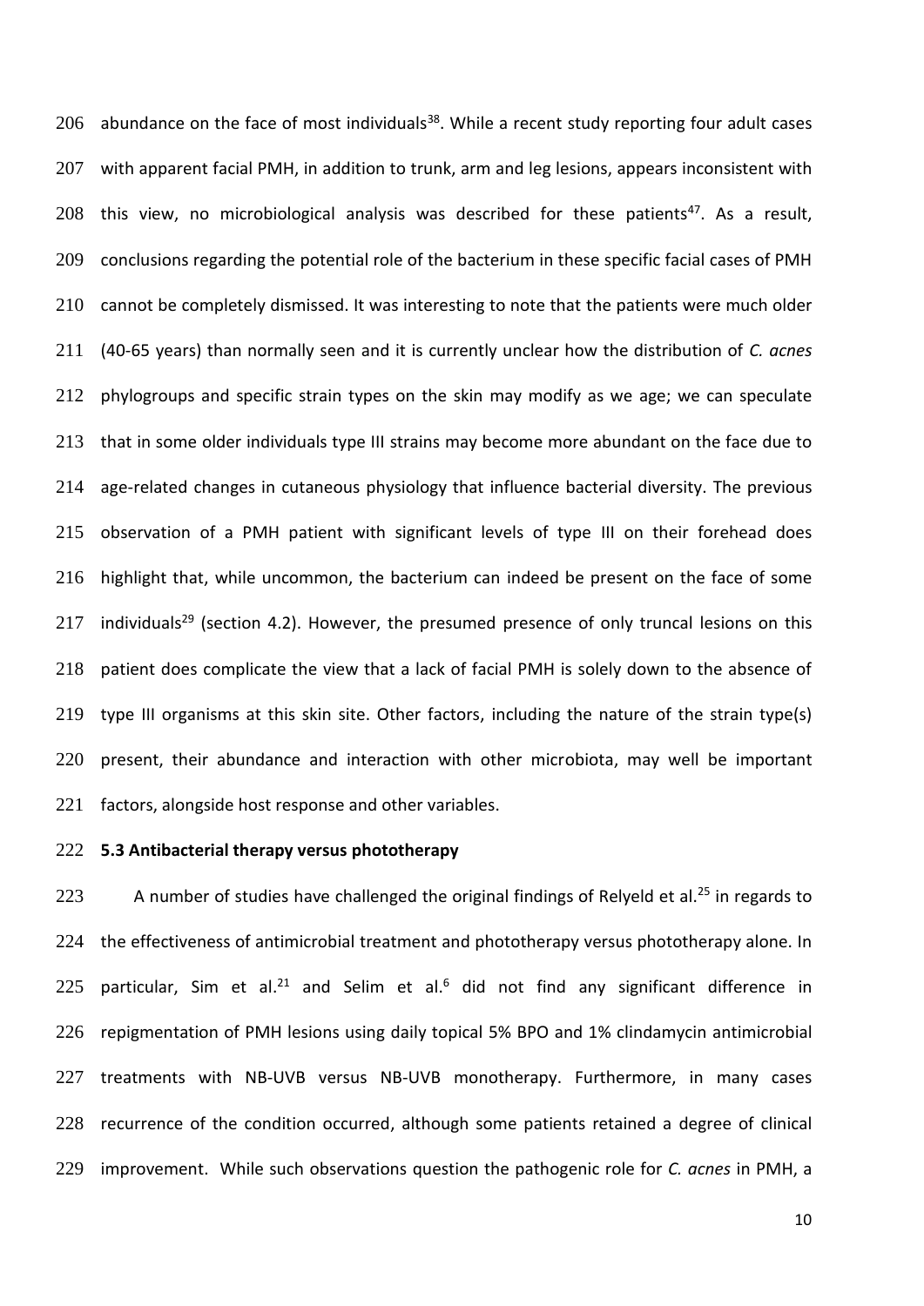abundance on the face of most individuals[38]. While a recent study reporting four adult cases with apparent facial PMH, in addition to trunk, arm and leg lesions, appears inconsistent with this view, no microbiological analysis was described for these patients[47]. As a result, conclusions regarding the potential role of the bacterium in these specific facial cases of PMH cannot be completely dismissed. It was interesting to note that the patients were much older (40-65 years) than normally seen and it is currently unclear how the distribution of *C. acnes* phylogroups and specific strain types on the skin may modify as we age; we can speculate that in some older individuals type III strains may become more abundant on the face due to age-related changes in cutaneous physiology that influence bacterial diversity. The previous observation of a PMH patient with significant levels of type III on their forehead does highlight that, while uncommon, the bacterium can indeed be present on the face of some individuals[29] (section 4.2). However, the presumed presence of only truncal lesions on this patient does complicate the view that a lack of facial PMH is solely down to the absence of type III organisms at this skin site. Other factors, including the nature of the strain type(s) present, their abundance and interaction with other microbiota, may well be important factors, alongside host response and other variables.

### 5.3 Antibacterial therapy versus phototherapy

A number of studies have challenged the original findings of Relyeld et al.[25] in regards to the effectiveness of antimicrobial treatment and phototherapy versus phototherapy alone. In particular, Sim et al.[21] and Selim et al.[6] did not find any significant difference in repigmentation of PMH lesions using daily topical 5% BPO and 1% clindamycin antimicrobial treatments with NB-UVB versus NB-UVB monotherapy. Furthermore, in many cases recurrence of the condition occurred, although some patients retained a degree of clinical improvement. While such observations question the pathogenic role for *C. acnes* in PMH, a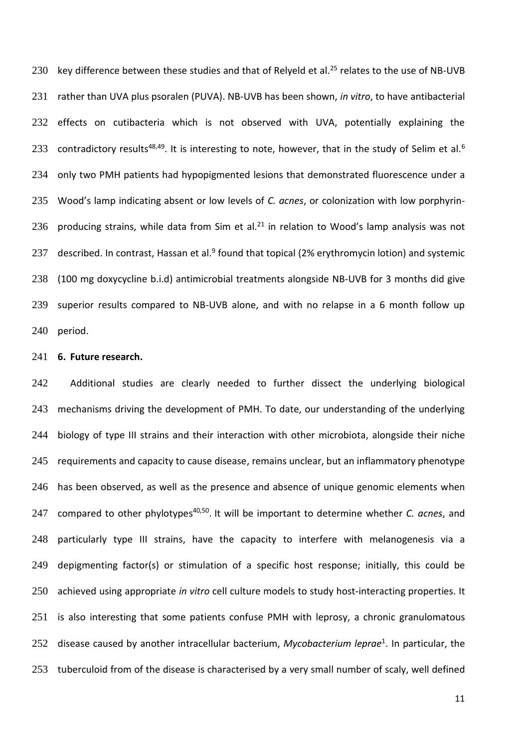key difference between these studies and that of Relyeld et al.[25] relates to the use of NB-UVB rather than UVA plus psoralen (PUVA). NB-UVB has been shown, *in vitro*, to have antibacterial effects on cutibacteria which is not observed with UVA, potentially explaining the contradictory results[48,49]. It is interesting to note, however, that in the study of Selim et al.[6] only two PMH patients had hypopigmented lesions that demonstrated fluorescence under a Wood's lamp indicating absent or low levels of *C. acnes*, or colonization with low porphyrin-producing strains, while data from Sim et al.[21] in relation to Wood's lamp analysis was not described. In contrast, Hassan et al.[9] found that topical (2% erythromycin lotion) and systemic (100 mg doxycycline b.i.d) antimicrobial treatments alongside NB-UVB for 3 months did give superior results compared to NB-UVB alone, and with no relapse in a 6 month follow up period.

**6. Future research.**

Additional studies are clearly needed to further dissect the underlying biological mechanisms driving the development of PMH. To date, our understanding of the underlying biology of type III strains and their interaction with other microbiota, alongside their niche requirements and capacity to cause disease, remains unclear, but an inflammatory phenotype has been observed, as well as the presence and absence of unique genomic elements when compared to other phylotypes[40,50]. It will be important to determine whether *C. acnes*, and particularly type III strains, have the capacity to interfere with melanogenesis via a depigmenting factor(s) or stimulation of a specific host response; initially, this could be achieved using appropriate *in vitro* cell culture models to study host-interacting properties. It is also interesting that some patients confuse PMH with leprosy, a chronic granulomatous disease caused by another intracellular bacterium, *Mycobacterium leprae*[1]. In particular, the tuberculoid from of the disease is characterised by a very small number of scaly, well defined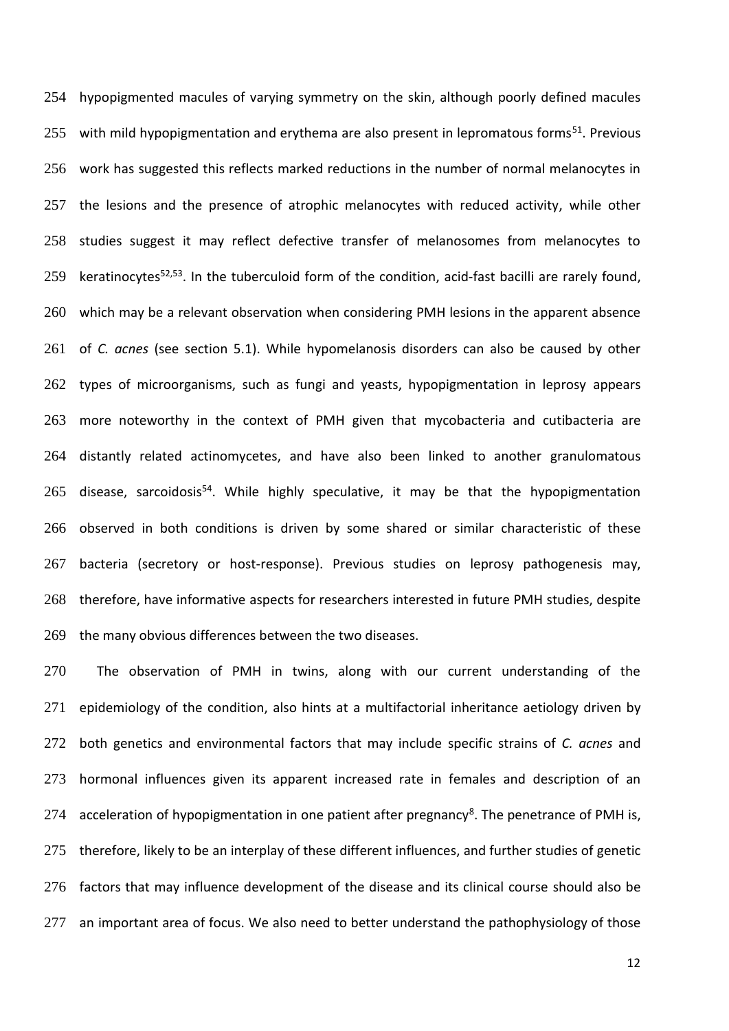hypopigmented macules of varying symmetry on the skin, although poorly defined macules with mild hypopigmentation and erythema are also present in lepromatous forms[51]. Previous work has suggested this reflects marked reductions in the number of normal melanocytes in the lesions and the presence of atrophic melanocytes with reduced activity, while other studies suggest it may reflect defective transfer of melanosomes from melanocytes to keratinocytes[52,53]. In the tuberculoid form of the condition, acid-fast bacilli are rarely found, which may be a relevant observation when considering PMH lesions in the apparent absence of *C. acnes* (see section 5.1). While hypomelanosis disorders can also be caused by other types of microorganisms, such as fungi and yeasts, hypopigmentation in leprosy appears more noteworthy in the context of PMH given that mycobacteria and cutibacteria are distantly related actinomycetes, and have also been linked to another granulomatous disease, sarcoidosis[54]. While highly speculative, it may be that the hypopigmentation observed in both conditions is driven by some shared or similar characteristic of these bacteria (secretory or host-response). Previous studies on leprosy pathogenesis may, therefore, have informative aspects for researchers interested in future PMH studies, despite the many obvious differences between the two diseases.

The observation of PMH in twins, along with our current understanding of the epidemiology of the condition, also hints at a multifactorial inheritance aetiology driven by both genetics and environmental factors that may include specific strains of *C. acnes* and hormonal influences given its apparent increased rate in females and description of an acceleration of hypopigmentation in one patient after pregnancy[8]. The penetrance of PMH is, therefore, likely to be an interplay of these different influences, and further studies of genetic factors that may influence development of the disease and its clinical course should also be an important area of focus. We also need to better understand the pathophysiology of those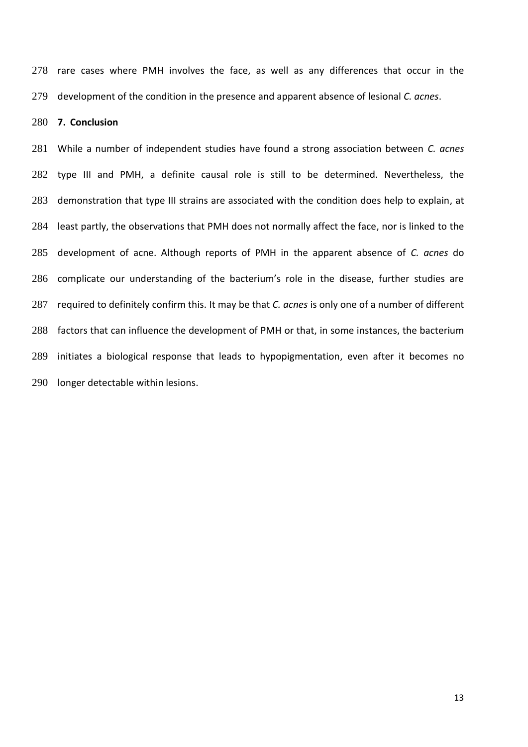rare cases where PMH involves the face, as well as any differences that occur in the development of the condition in the presence and apparent absence of lesional *C. acnes*.

## 7. Conclusion

While a number of independent studies have found a strong association between *C. acnes* type III and PMH, a definite causal role is still to be determined. Nevertheless, the demonstration that type III strains are associated with the condition does help to explain, at least partly, the observations that PMH does not normally affect the face, nor is linked to the development of acne. Although reports of PMH in the apparent absence of *C. acnes* do complicate our understanding of the bacterium's role in the disease, further studies are required to definitely confirm this. It may be that *C. acnes* is only one of a number of different factors that can influence the development of PMH or that, in some instances, the bacterium initiates a biological response that leads to hypopigmentation, even after it becomes no longer detectable within lesions.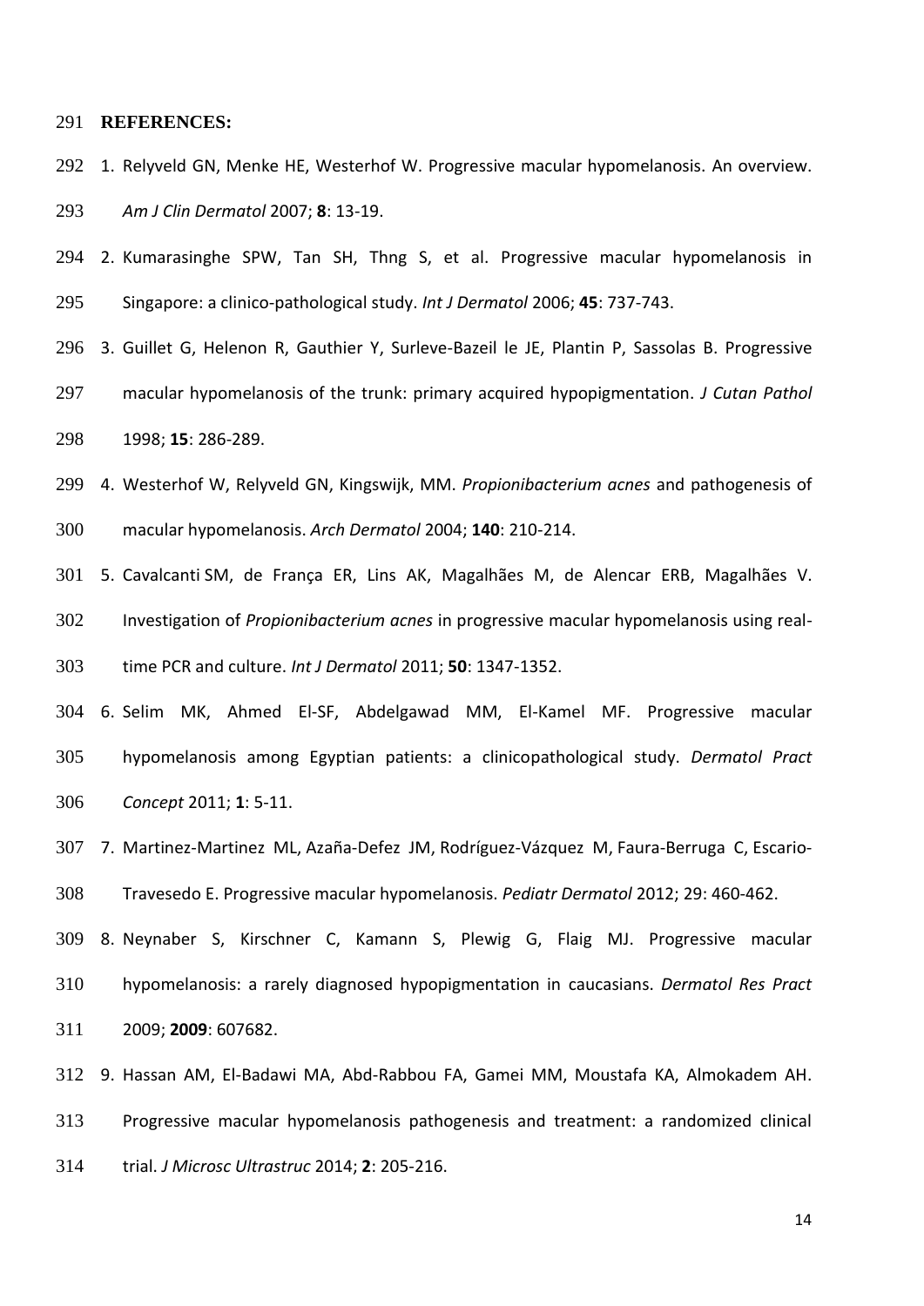**REFERENCES:**

1. Relyveld GN, Menke HE, Westerhof W. Progressive macular hypomelanosis. An overview. *Am J Clin Dermatol* 2007; **8**: 13-19.
2. Kumarasinghe SPW, Tan SH, Thng S, et al. Progressive macular hypomelanosis in Singapore: a clinico-pathological study. *Int J Dermatol* 2006; **45**: 737-743.
3. Guillet G, Helenon R, Gauthier Y, Surleve-Bazeil le JE, Plantin P, Sassolas B. Progressive macular hypomelanosis of the trunk: primary acquired hypopigmentation. *J Cutan Pathol* 1998; **15**: 286-289.
4. Westerhof W, Relyveld GN, Kingswijk, MM. *Propionibacterium acnes* and pathogenesis of macular hypomelanosis. *Arch Dermatol* 2004; **140**: 210-214.
5. Cavalcanti SM, de França ER, Lins AK, Magalhães M, de Alencar ERB, Magalhães V. Investigation of *Propionibacterium acnes* in progressive macular hypomelanosis using real-time PCR and culture. *Int J Dermatol* 2011; **50**: 1347-1352.
6. Selim MK, Ahmed El-SF, Abdelgawad MM, El-Kamel MF. Progressive macular hypomelanosis among Egyptian patients: a clinicopathological study. *Dermatol Pract Concept* 2011; **1**: 5-11.
7. Martinez-Martinez ML, Azaña-Defez JM, Rodríguez-Vázquez M, Faura-Berruga C, Escario-Travesedo E. Progressive macular hypomelanosis. *Pediatr Dermatol* 2012; 29: 460-462.
8. Neynaber S, Kirschner C, Kamann S, Plewig G, Flaig MJ. Progressive macular hypomelanosis: a rarely diagnosed hypopigmentation in caucasians. *Dermatol Res Pract* 2009; **2009**: 607682.
9. Hassan AM, El-Badawi MA, Abd-Rabbou FA, Gamei MM, Moustafa KA, Almokadem AH. Progressive macular hypomelanosis pathogenesis and treatment: a randomized clinical trial. *J Microsc Ultrastruc* 2014; **2**: 205-216.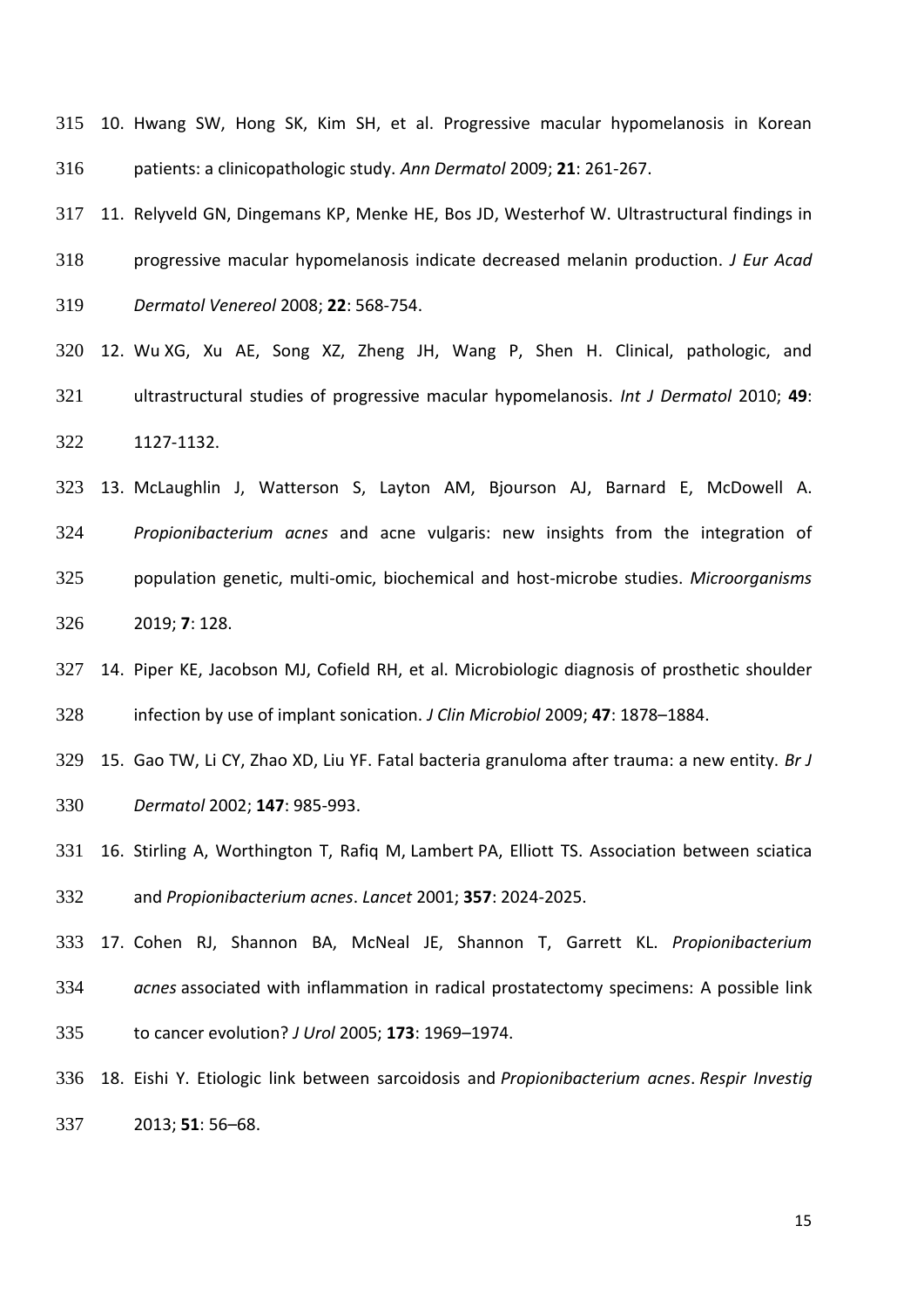10. Hwang SW, Hong SK, Kim SH, et al. Progressive macular hypomelanosis in Korean patients: a clinicopathologic study. *Ann Dermatol* 2009; **21**: 261-267.
11. Relyveld GN, Dingemans KP, Menke HE, Bos JD, Westerhof W. Ultrastructural findings in progressive macular hypomelanosis indicate decreased melanin production. *J Eur Acad Dermatol Venereol* 2008; **22**: 568-754.
12. Wu XG, Xu AE, Song XZ, Zheng JH, Wang P, Shen H. Clinical, pathologic, and ultrastructural studies of progressive macular hypomelanosis. *Int J Dermatol* 2010; **49**: 1127-1132.
13. McLaughlin J, Watterson S, Layton AM, Bjourson AJ, Barnard E, McDowell A. *Propionibacterium acnes* and acne vulgaris: new insights from the integration of population genetic, multi-omic, biochemical and host-microbe studies. *Microorganisms* 2019; **7**: 128.
14. Piper KE, Jacobson MJ, Cofield RH, et al. Microbiologic diagnosis of prosthetic shoulder infection by use of implant sonication. *J Clin Microbiol* 2009; **47**: 1878–1884.
15. Gao TW, Li CY, Zhao XD, Liu YF. Fatal bacteria granuloma after trauma: a new entity. *Br J Dermatol* 2002; **147**: 985-993.
16. Stirling A, Worthington T, Rafiq M, Lambert PA, Elliott TS. Association between sciatica and *Propionibacterium acnes*. *Lancet* 2001; **357**: 2024-2025.
17. Cohen RJ, Shannon BA, McNeal JE, Shannon T, Garrett KL. *Propionibacterium acnes* associated with inflammation in radical prostatectomy specimens: A possible link to cancer evolution? *J Urol* 2005; **173**: 1969–1974.
18. Eishi Y. Etiologic link between sarcoidosis and *Propionibacterium acnes*. *Respir Investig* 2013; **51**: 56–68.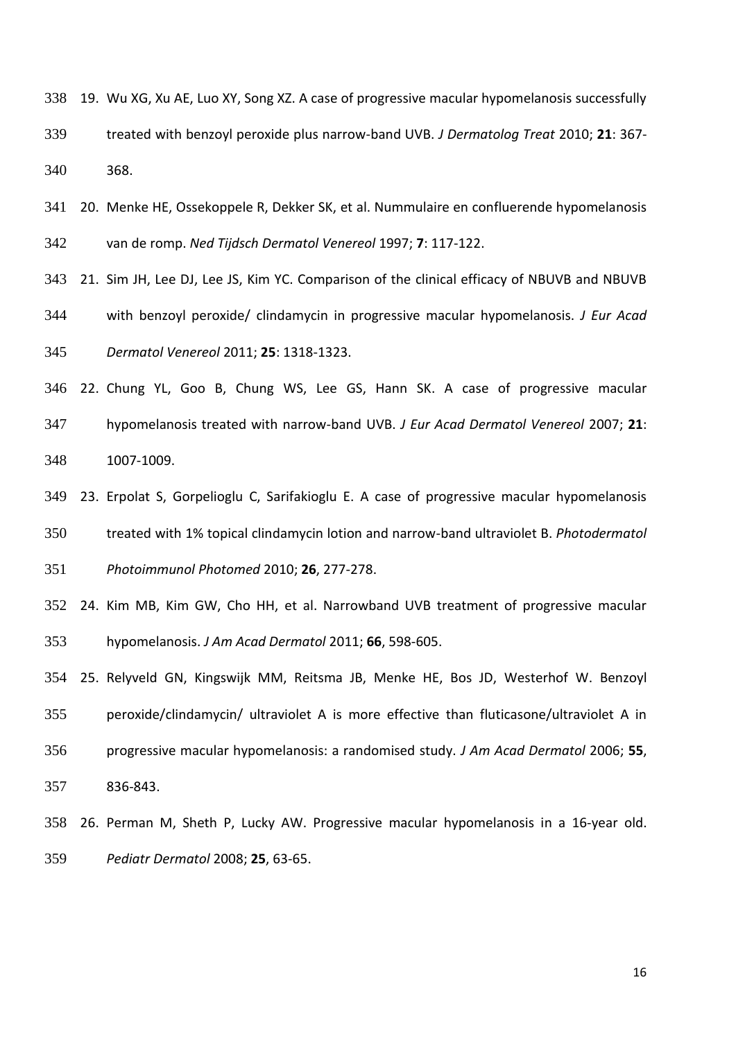19. Wu XG, Xu AE, Luo XY, Song XZ. A case of progressive macular hypomelanosis successfully treated with benzoyl peroxide plus narrow-band UVB. *J Dermatolog Treat* 2010; **21**: 367-368.

20. Menke HE, Ossekoppele R, Dekker SK, et al. Nummulaire en confluerende hypomelanosis van de romp. *Ned Tijdsch Dermatol Venereol* 1997; **7**: 117-122.

21. Sim JH, Lee DJ, Lee JS, Kim YC. Comparison of the clinical efficacy of NBUVB and NBUVB with benzoyl peroxide/ clindamycin in progressive macular hypomelanosis. *J Eur Acad Dermatol Venereol* 2011; **25**: 1318-1323.

22. Chung YL, Goo B, Chung WS, Lee GS, Hann SK. A case of progressive macular hypomelanosis treated with narrow-band UVB. *J Eur Acad Dermatol Venereol* 2007; **21**: 1007-1009.

23. Erpolat S, Gorpelioglu C, Sarifakioglu E. A case of progressive macular hypomelanosis treated with 1% topical clindamycin lotion and narrow-band ultraviolet B. *Photodermatol Photoimmunol Photomed* 2010; **26**, 277-278.

24. Kim MB, Kim GW, Cho HH, et al. Narrowband UVB treatment of progressive macular hypomelanosis. *J Am Acad Dermatol* 2011; **66**, 598-605.

25. Relyveld GN, Kingswijk MM, Reitsma JB, Menke HE, Bos JD, Westerhof W. Benzoyl peroxide/clindamycin/ ultraviolet A is more effective than fluticasone/ultraviolet A in progressive macular hypomelanosis: a randomised study. *J Am Acad Dermatol* 2006; **55**, 836-843.

26. Perman M, Sheth P, Lucky AW. Progressive macular hypomelanosis in a 16-year old. *Pediatr Dermatol* 2008; **25**, 63-65.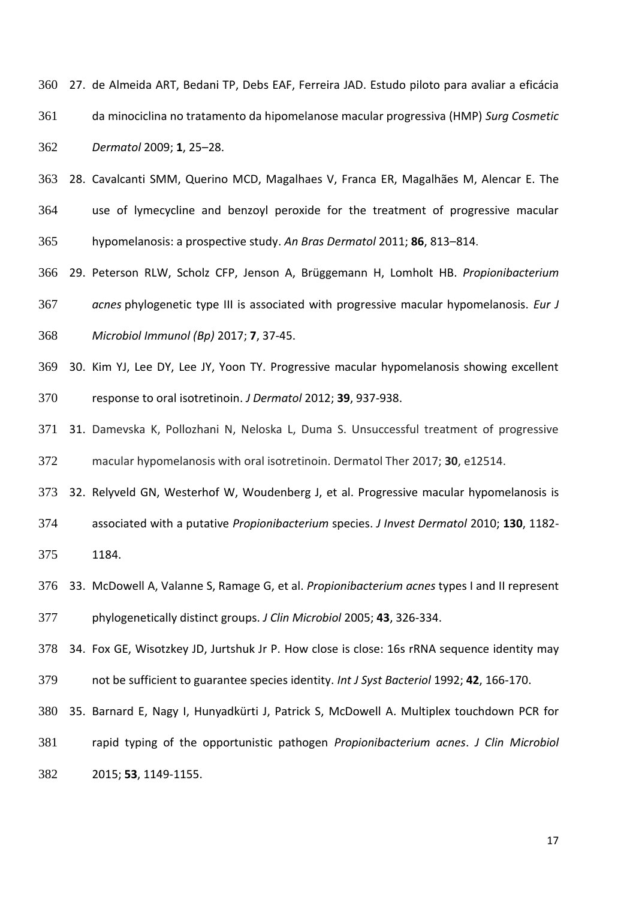27. de Almeida ART, Bedani TP, Debs EAF, Ferreira JAD. Estudo piloto para avaliar a eficácia da minociclina no tratamento da hipomelanose macular progressiva (HMP) *Surg Cosmetic Dermatol* 2009; **1**, 25–28.
28. Cavalcanti SMM, Querino MCD, Magalhaes V, Franca ER, Magalhães M, Alencar E. The use of lymecycline and benzoyl peroxide for the treatment of progressive macular hypomelanosis: a prospective study. *An Bras Dermatol* 2011; **86**, 813–814.
29. Peterson RLW, Scholz CFP, Jenson A, Brüggemann H, Lomholt HB. *Propionibacterium acnes* phylogenetic type III is associated with progressive macular hypomelanosis. *Eur J Microbiol Immunol (Bp)* 2017; **7**, 37-45.
30. Kim YJ, Lee DY, Lee JY, Yoon TY. Progressive macular hypomelanosis showing excellent response to oral isotretinoin. *J Dermatol* 2012; **39**, 937-938.
31. Damevska K, Pollozhani N, Neloska L, Duma S. Unsuccessful treatment of progressive macular hypomelanosis with oral isotretinoin. Dermatol Ther 2017; **30**, e12514.
32. Relyveld GN, Westerhof W, Woudenberg J, et al. Progressive macular hypomelanosis is associated with a putative *Propionibacterium* species. *J Invest Dermatol* 2010; **130**, 1182-1184.
33. McDowell A, Valanne S, Ramage G, et al. *Propionibacterium acnes* types I and II represent phylogenetically distinct groups. *J Clin Microbiol* 2005; **43**, 326-334.
34. Fox GE, Wisotzkey JD, Jurtshuk Jr P. How close is close: 16s rRNA sequence identity may not be sufficient to guarantee species identity. *Int J Syst Bacteriol* 1992; **42**, 166-170.
35. Barnard E, Nagy I, Hunyadkürti J, Patrick S, McDowell A. Multiplex touchdown PCR for rapid typing of the opportunistic pathogen *Propionibacterium acnes*. *J Clin Microbiol* 2015; **53**, 1149-1155.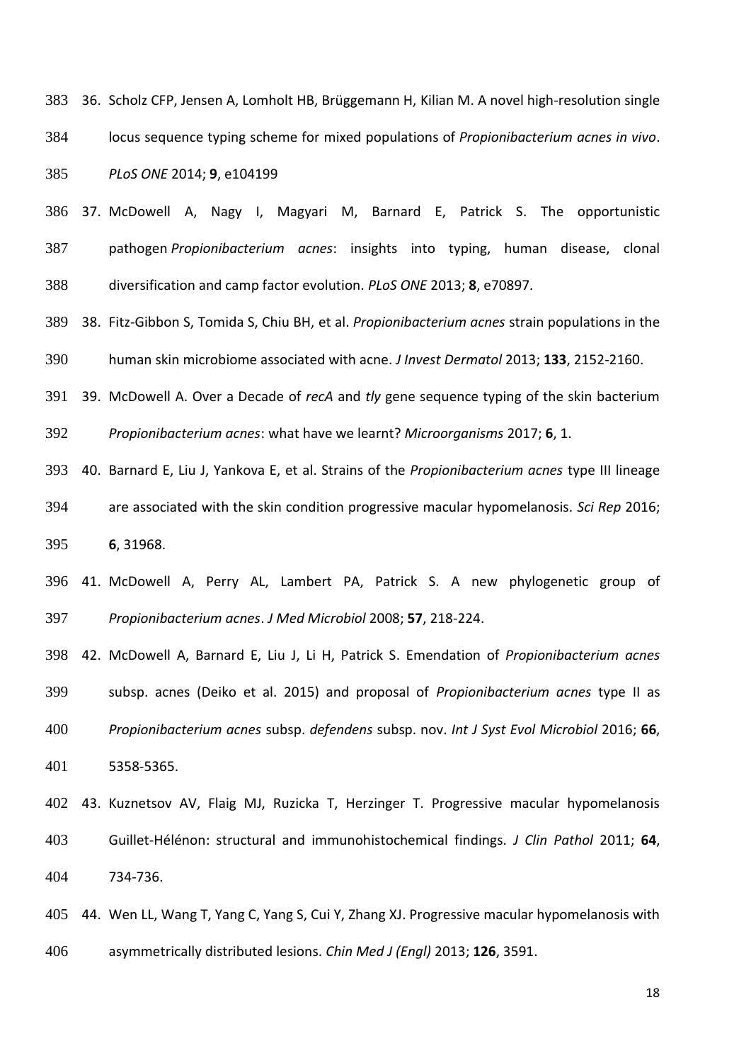36. Scholz CFP, Jensen A, Lomholt HB, Brüggemann H, Kilian M. A novel high-resolution single locus sequence typing scheme for mixed populations of *Propionibacterium acnes in vivo*. *PLoS ONE* 2014; **9**, e104199

37. McDowell A, Nagy I, Magyari M, Barnard E, Patrick S. The opportunistic pathogen *Propionibacterium acnes*: insights into typing, human disease, clonal diversification and camp factor evolution. *PLoS ONE* 2013; **8**, e70897.

38. Fitz-Gibbon S, Tomida S, Chiu BH, et al. *Propionibacterium acnes* strain populations in the human skin microbiome associated with acne. *J Invest Dermatol* 2013; **133**, 2152-2160.

39. McDowell A. Over a Decade of *recA* and *tly* gene sequence typing of the skin bacterium *Propionibacterium acnes*: what have we learnt? *Microorganisms* 2017; **6**, 1.

40. Barnard E, Liu J, Yankova E, et al. Strains of the *Propionibacterium acnes* type III lineage are associated with the skin condition progressive macular hypomelanosis. *Sci Rep* 2016; **6**, 31968.

41. McDowell A, Perry AL, Lambert PA, Patrick S. A new phylogenetic group of *Propionibacterium acnes*. *J Med Microbiol* 2008; **57**, 218-224.

42. McDowell A, Barnard E, Liu J, Li H, Patrick S. Emendation of *Propionibacterium acnes* subsp. acnes (Deiko et al. 2015) and proposal of *Propionibacterium acnes* type II as *Propionibacterium acnes* subsp. *defendens* subsp. nov. *Int J Syst Evol Microbiol* 2016; **66**, 5358-5365.

43. Kuznetsov AV, Flaig MJ, Ruzicka T, Herzinger T. Progressive macular hypomelanosis Guillet-Hélénon: structural and immunohistochemical findings. *J Clin Pathol* 2011; **64**, 734-736.

44. Wen LL, Wang T, Yang C, Yang S, Cui Y, Zhang XJ. Progressive macular hypomelanosis with asymmetrically distributed lesions. *Chin Med J (Engl)* 2013; **126**, 3591.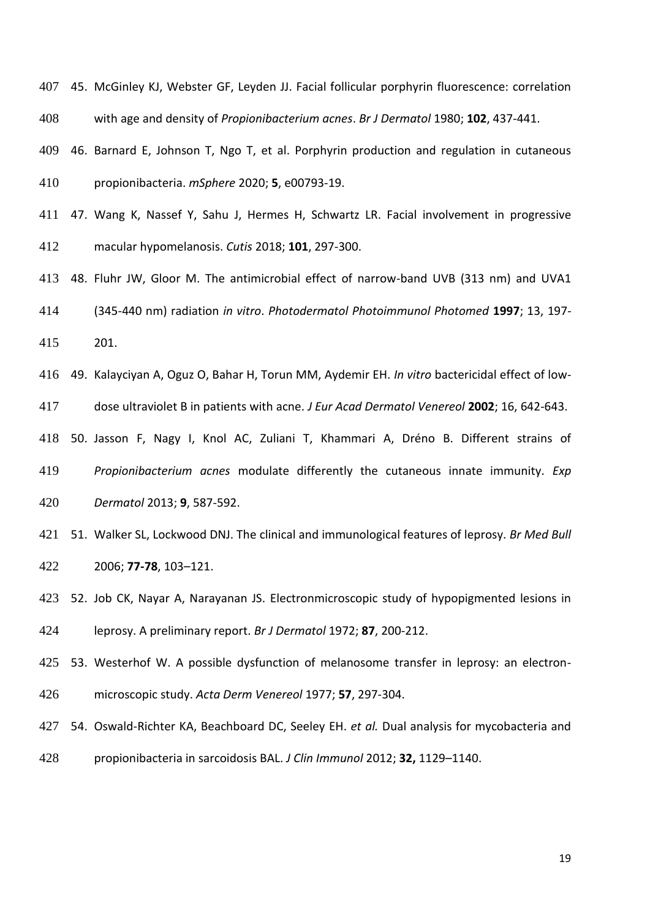45. McGinley KJ, Webster GF, Leyden JJ. Facial follicular porphyrin fluorescence: correlation with age and density of *Propionibacterium acnes*. *Br J Dermatol* 1980; **102**, 437-441.
46. Barnard E, Johnson T, Ngo T, et al. Porphyrin production and regulation in cutaneous propionibacteria. *mSphere* 2020; **5**, e00793-19.
47. Wang K, Nassef Y, Sahu J, Hermes H, Schwartz LR. Facial involvement in progressive macular hypomelanosis. *Cutis* 2018; **101**, 297-300.
48. Fluhr JW, Gloor M. The antimicrobial effect of narrow-band UVB (313 nm) and UVA1 (345-440 nm) radiation *in vitro*. *Photodermatol Photoimmunol Photomed* **1997**; 13, 197-201.
49. Kalayciyan A, Oguz O, Bahar H, Torun MM, Aydemir EH. *In vitro* bactericidal effect of low-dose ultraviolet B in patients with acne. *J Eur Acad Dermatol Venereol* **2002**; 16, 642-643.
50. Jasson F, Nagy I, Knol AC, Zuliani T, Khammari A, Dréno B. Different strains of *Propionibacterium acnes* modulate differently the cutaneous innate immunity. *Exp Dermatol* 2013; **9**, 587-592.
51. Walker SL, Lockwood DNJ. The clinical and immunological features of leprosy. *Br Med Bull* 2006; **77-78**, 103–121.
52. Job CK, Nayar A, Narayanan JS. Electronmicroscopic study of hypopigmented lesions in leprosy. A preliminary report. *Br J Dermatol* 1972; **87**, 200-212.
53. Westerhof W. A possible dysfunction of melanosome transfer in leprosy: an electron-microscopic study. *Acta Derm Venereol* 1977; **57**, 297-304.
54. Oswald-Richter KA, Beachboard DC, Seeley EH. *et al.* Dual analysis for mycobacteria and propionibacteria in sarcoidosis BAL. *J Clin Immunol* 2012; **32,** 1129–1140.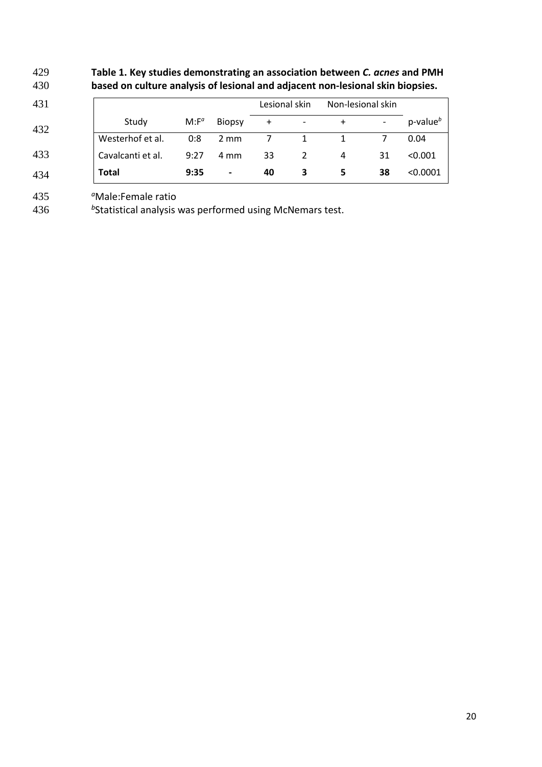**Table 1. Key studies demonstrating an association between *C. acnes* and PMH based on culture analysis of lesional and adjacent non-lesional skin biopsies.**

| Study | M:F[a] | Biopsy | Lesional skin + | Lesional skin - | Non-lesional skin + | Non-lesional skin - | p-value[b] |
|---|---|---|---|---|---|---|---|
| Westerhof et al. | 0:8 | 2 mm | 7 | 1 | 1 | 7 | 0.04 |
| Cavalcanti et al. | 9:27 | 4 mm | 33 | 2 | 4 | 31 | <0.001 |
| **Total** | **9:35** | **-** | **40** | **3** | **5** | **38** | <0.0001 |

[a]Male:Female ratio

[b]Statistical analysis was performed using McNemars test.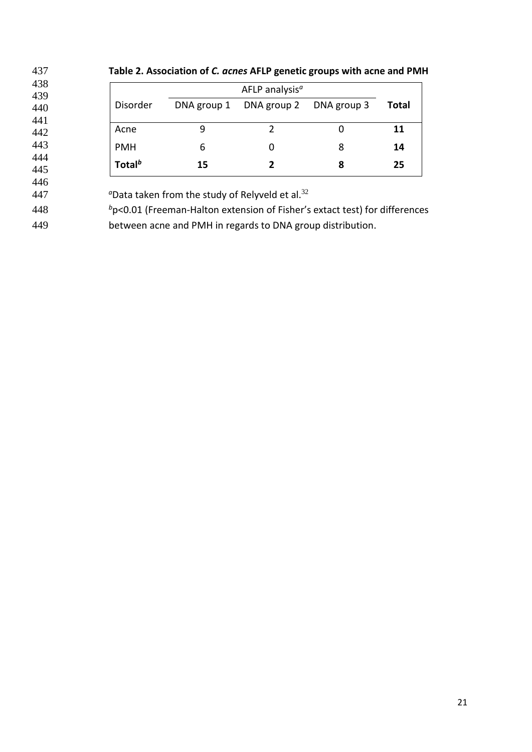**Table 2. Association of *C. acnes* AFLP genetic groups with acne and PMH**

| Disorder | AFLP analysis[a] | | | Total |
|---|---|---|---|---|
| | DNA group 1 | DNA group 2 | DNA group 3 | |
| Acne | 9 | 2 | 0 | **11** |
| PMH | 6 | 0 | 8 | **14** |
| **Total[b]** | **15** | **2** | **8** | **25** |

[a]Data taken from the study of Relyveld et al.[32]

[b]p<0.01 (Freeman-Halton extension of Fisher's extact test) for differences between acne and PMH in regards to DNA group distribution.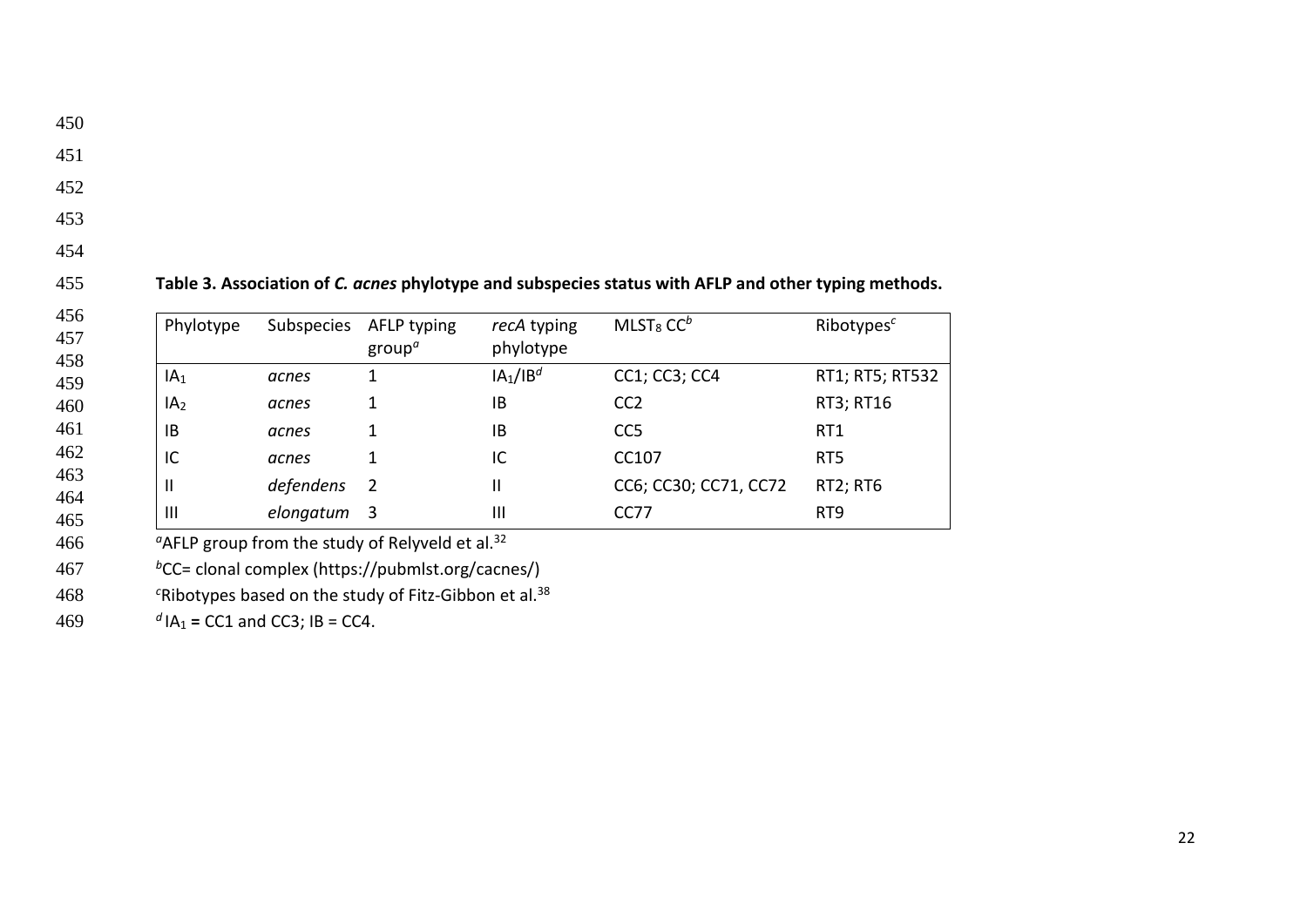**Table 3. Association of *C. acnes* phylotype and subspecies status with AFLP and other typing methods.**

| Phylotype | Subspecies | AFLP typing group[a] | *recA* typing phylotype | $MLST_8$ CC[b] | Ribotypes[c] |
|---|---|---|---|---|---|
| $IA_1$ | *acnes* | 1 | $IA_1$/IB[d] | CC1; CC3; CC4 | RT1; RT5; RT532 |
| $IA_2$ | *acnes* | 1 | IB | CC2 | RT3; RT16 |
| IB | *acnes* | 1 | IB | CC5 | RT1 |
| IC | *acnes* | 1 | IC | CC107 | RT5 |
| II | *defendens* | 2 | II | CC6; CC30; CC71, CC72 | RT2; RT6 |
| III | *elongatum* | 3 | III | CC77 | RT9 |

[a]AFLP group from the study of Relyveld et al.[32]

[b]CC= clonal complex (https://pubmlst.org/cacnes/)

[c]Ribotypes based on the study of Fitz-Gibbon et al.[38]

[d] $IA_1$ = CC1 and CC3; IB = CC4.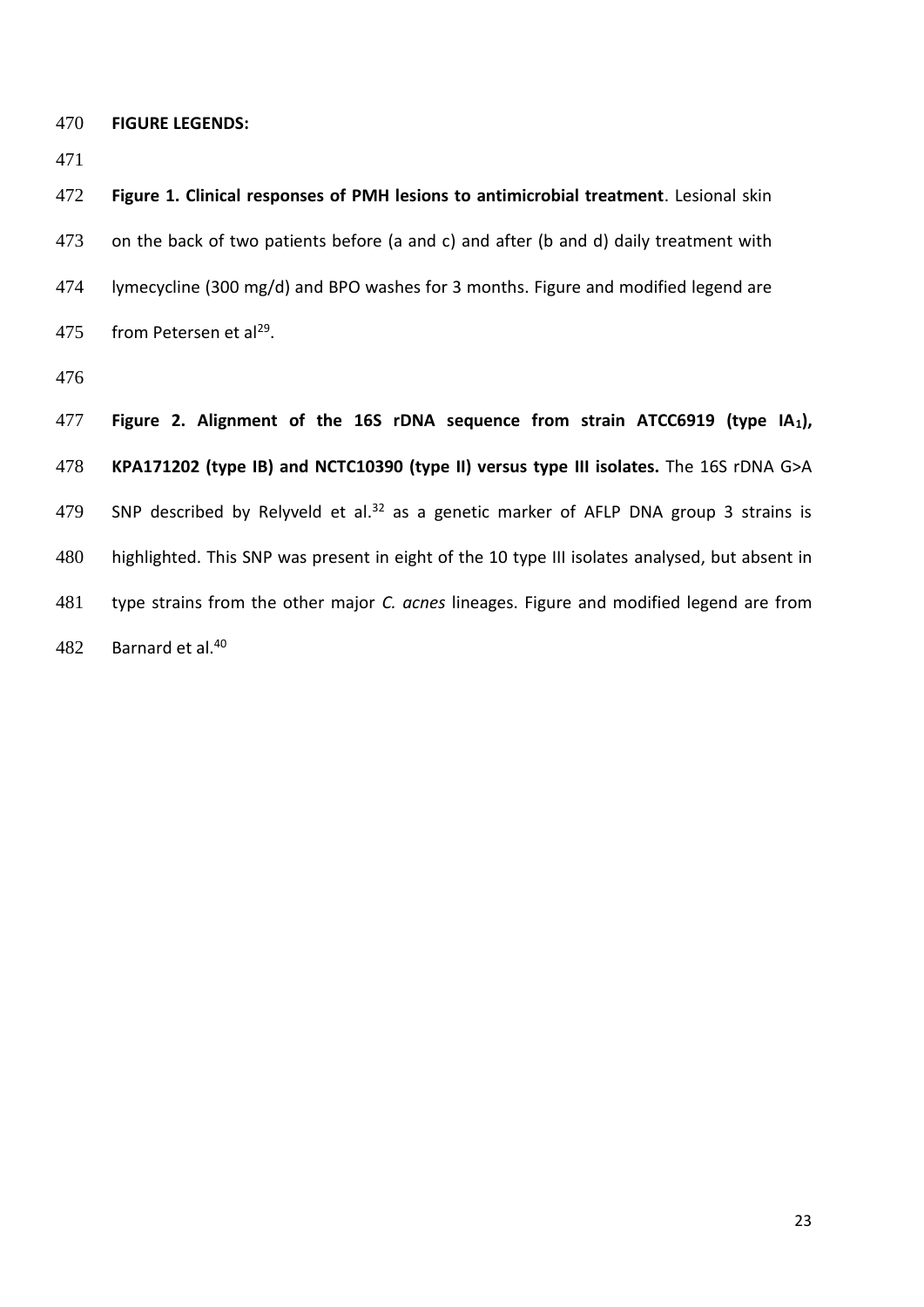**FIGURE LEGENDS:**

**Figure 1. Clinical responses of PMH lesions to antimicrobial treatment**. Lesional skin on the back of two patients before (a and c) and after (b and d) daily treatment with lymecycline (300 mg/d) and BPO washes for 3 months. Figure and modified legend are from Petersen et al[29].

**Figure 2. Alignment of the 16S rDNA sequence from strain ATCC6919 (type $IA_1$), KPA171202 (type IB) and NCTC10390 (type II) versus type III isolates.** The 16S rDNA G>A SNP described by Relyveld et al.[32] as a genetic marker of AFLP DNA group 3 strains is highlighted. This SNP was present in eight of the 10 type III isolates analysed, but absent in type strains from the other major *C. acnes* lineages. Figure and modified legend are from Barnard et al.[40]